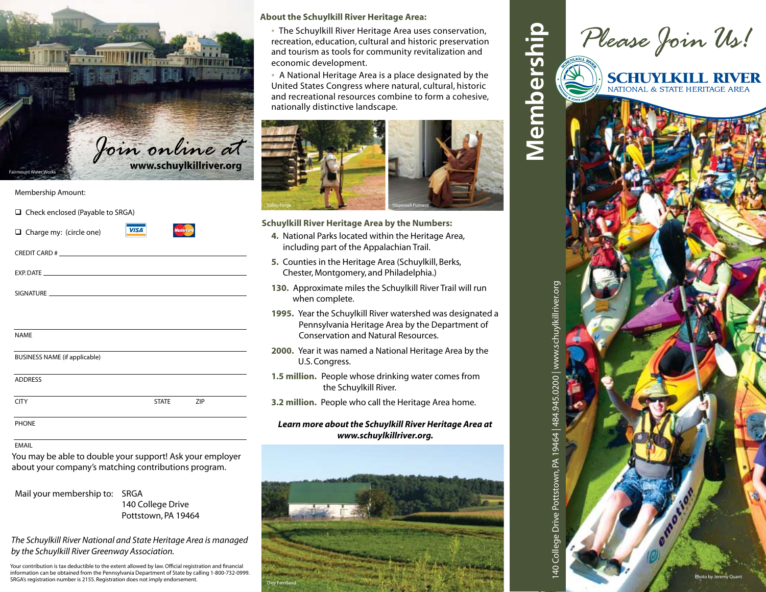*Join online at*
**www.schuylkillriver.org**

Fairmount Water Works

Membership Amount:

☐ Check enclosed (Payable to SRGA)

☐ Charge my: (circle one) VISA MasterCard

CREDIT CARD # ______________________

EXP. DATE ______________________

SIGNATURE ______________________

NAME

BUSINESS NAME (if applicable)

ADDRESS

CITY STATE ZIP

PHONE

EMAIL

You may be able to double your support! Ask your employer about your company's matching contributions program.

Mail your membership to: SRGA
140 College Drive
Pottstown, PA 19464

*The Schuylkill River National and State Heritage Area is managed by the Schuylkill River Greenway Association.*

Your contribution is tax deductible to the extent allowed by law. Official registration and financial information can be obtained from the Pennsylvania Department of State by calling 1-800-732-0999. SRGA's registration number is 2155. Registration does not imply endorsement.

## About the Schuylkill River Heritage Area:

- The Schuylkill River Heritage Area uses conservation, recreation, education, cultural and historic preservation and tourism as tools for community revitalization and economic development.
- A National Heritage Area is a place designated by the United States Congress where natural, cultural, historic and recreational resources combine to form a cohesive, nationally distinctive landscape.

Valley Forge

Hopewell Furnace

## Schuylkill River Heritage Area by the Numbers:

**4.** National Parks located within the Heritage Area, including part of the Appalachian Trail.

**5.** Counties in the Heritage Area (Schuylkill, Berks, Chester, Montgomery, and Philadelphia.)

**130.** Approximate miles the Schuylkill River Trail will run when complete.

**1995.** Year the Schuylkill River watershed was designated a Pennsylvania Heritage Area by the Department of Conservation and Natural Resources.

**2000.** Year it was named a National Heritage Area by the U.S. Congress.

**1.5 million.** People whose drinking water comes from the Schuylkill River.

**3.2 million.** People who call the Heritage Area home.

***Learn more about the Schuylkill River Heritage Area at www.schuylkillriver.org.***

Oley Farmland

# Membership

140 College Drive Pottstown, PA 19464 | 484.945.0200 | www.schuylkillriver.org

*Please Join Us!*

**SCHUYLKILL RIVER**
NATIONAL & STATE HERITAGE AREA

Photo by Jeremy Quant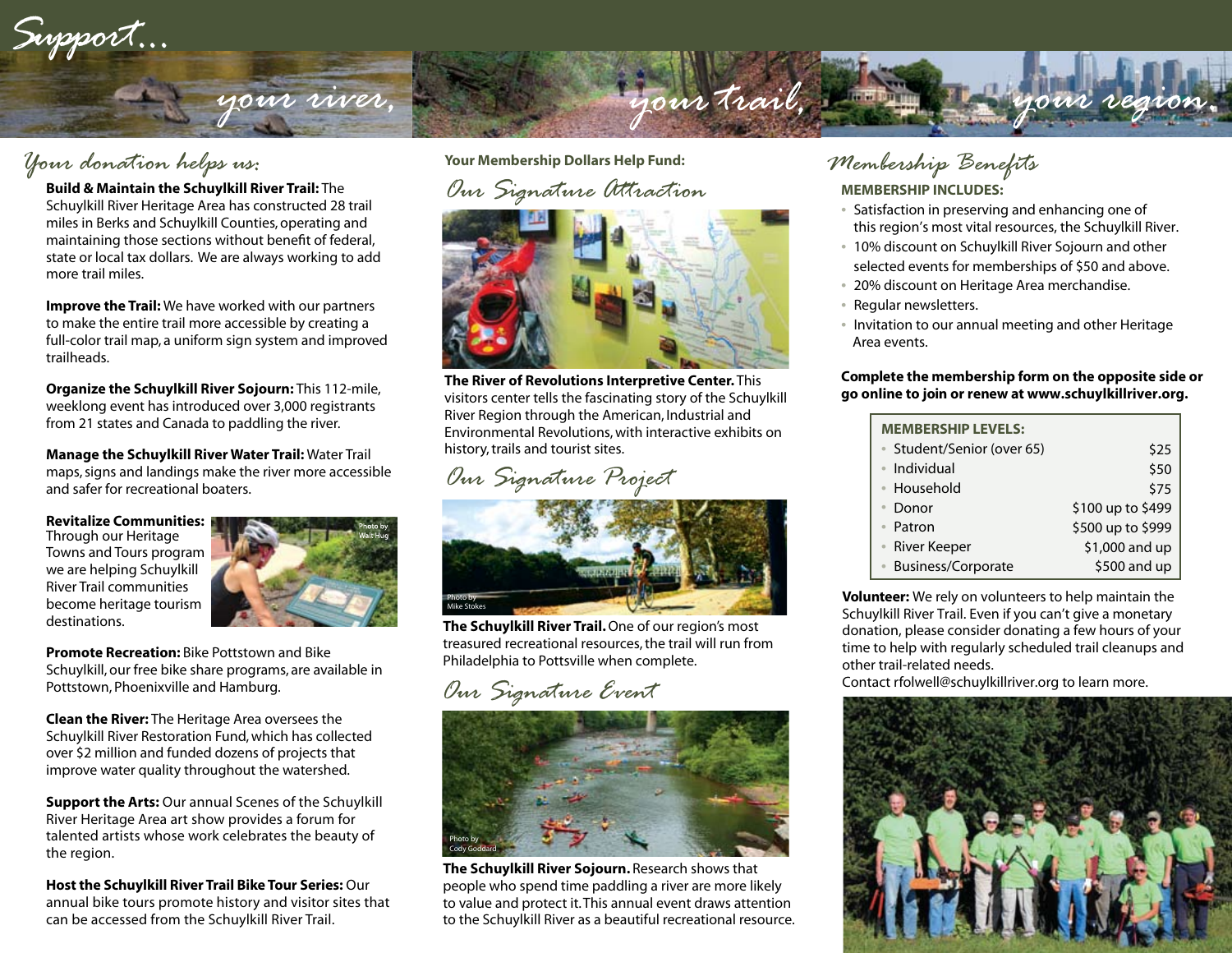# Support... your river, your trail, your region.

## Your donation helps us:

**Build & Maintain the Schuylkill River Trail:** The Schuylkill River Heritage Area has constructed 28 trail miles in Berks and Schuylkill Counties, operating and maintaining those sections without benefit of federal, state or local tax dollars. We are always working to add more trail miles.

**Improve the Trail:** We have worked with our partners to make the entire trail more accessible by creating a full-color trail map, a uniform sign system and improved trailheads.

**Organize the Schuylkill River Sojourn:** This 112-mile, weeklong event has introduced over 3,000 registrants from 21 states and Canada to paddling the river.

**Manage the Schuylkill River Water Trail:** Water Trail maps, signs and landings make the river more accessible and safer for recreational boaters.

**Revitalize Communities:** Through our Heritage Towns and Tours program we are helping Schuylkill River Trail communities become heritage tourism destinations.

Photo by Walt Hug

**Promote Recreation:** Bike Pottstown and Bike Schuylkill, our free bike share programs, are available in Pottstown, Phoenixville and Hamburg.

**Clean the River:** The Heritage Area oversees the Schuylkill River Restoration Fund, which has collected over $2 million and funded dozens of projects that improve water quality throughout the watershed.

**Support the Arts:** Our annual Scenes of the Schuylkill River Heritage Area art show provides a forum for talented artists whose work celebrates the beauty of the region.

**Host the Schuylkill River Trail Bike Tour Series:** Our annual bike tours promote history and visitor sites that can be accessed from the Schuylkill River Trail.

## Your Membership Dollars Help Fund:

### Our Signature Attraction

**The River of Revolutions Interpretive Center.** This visitors center tells the fascinating story of the Schuylkill River Region through the American, Industrial and Environmental Revolutions, with interactive exhibits on history, trails and tourist sites.

### Our Signature Project

Photo by Mike Stokes

**The Schuylkill River Trail.** One of our region's most treasured recreational resources, the trail will run from Philadelphia to Pottsville when complete.

### Our Signature Event

Photo by Cody Goddard

**The Schuylkill River Sojourn.** Research shows that people who spend time paddling a river are more likely to value and protect it. This annual event draws attention to the Schuylkill River as a beautiful recreational resource.

## Membership Benefits

**MEMBERSHIP INCLUDES:**

- Satisfaction in preserving and enhancing one of this region's most vital resources, the Schuylkill River.
- 10% discount on Schuylkill River Sojourn and other selected events for memberships of $50 and above.
- 20% discount on Heritage Area merchandise.
- Regular newsletters.
- Invitation to our annual meeting and other Heritage Area events.

**Complete the membership form on the opposite side or go online to join or renew at www.schuylkillriver.org.**

| MEMBERSHIP LEVELS: | |
|---|---|
| Student/Senior (over 65) | $25 |
| Individual | $50 |
| Household | $75 |
| Donor | $100 up to $499 |
| Patron | $500 up to $999 |
| River Keeper | $1,000 and up |
| Business/Corporate | $500 and up |

**Volunteer:** We rely on volunteers to help maintain the Schuylkill River Trail. Even if you can't give a monetary donation, please consider donating a few hours of your time to help with regularly scheduled trail cleanups and other trail-related needs.
Contact rfolwell@schuylkillriver.org to learn more.